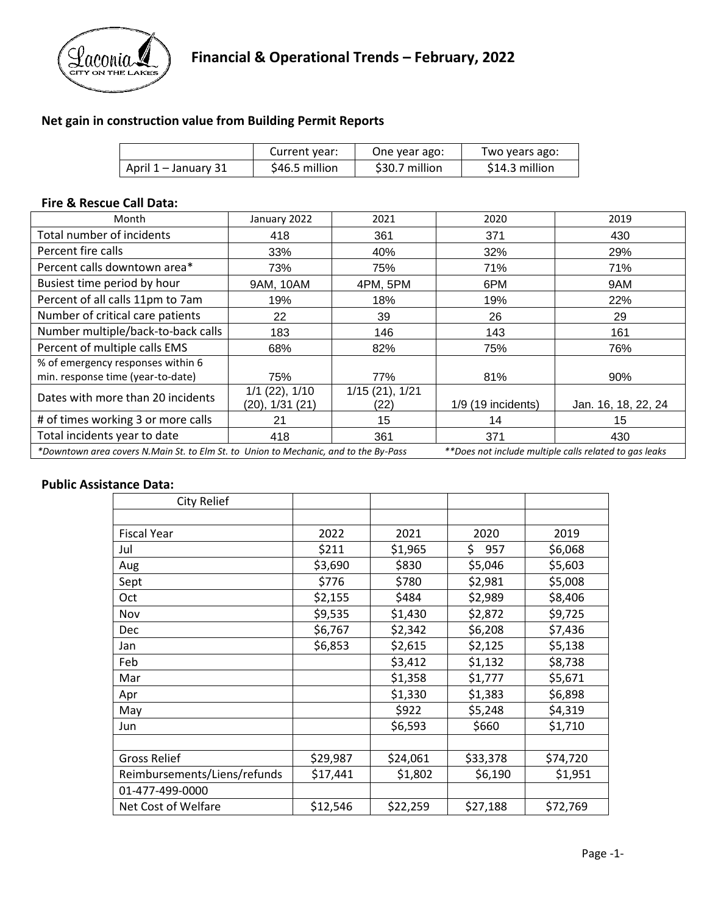# Financial & Operational Trends – February, 2022

### Net gain in construction value from Building Permit Reports

| | Current year: | One year ago: | Two years ago: |
|---|---|---|---|
| April 1 – January 31 | $46.5 million | $30.7 million | $14.3 million |

### Fire & Rescue Call Data:

| Month | January 2022 | 2021 | 2020 | 2019 |
|---|---|---|---|---|
| Total number of incidents | 418 | 361 | 371 | 430 |
| Percent fire calls | 33% | 40% | 32% | 29% |
| Percent calls downtown area* | 73% | 75% | 71% | 71% |
| Busiest time period by hour | 9AM, 10AM | 4PM, 5PM | 6PM | 9AM |
| Percent of all calls 11pm to 7am | 19% | 18% | 19% | 22% |
| Number of critical care patients | 22 | 39 | 26 | 29 |
| Number multiple/back-to-back calls | 183 | 146 | 143 | 161 |
| Percent of multiple calls EMS | 68% | 82% | 75% | 76% |
| % of emergency responses within 6 min. response time (year-to-date) | 75% | 77% | 81% | 90% |
| Dates with more than 20 incidents | 1/1 (22), 1/10 (20), 1/31 (21) | 1/15 (21), 1/21 (22) | 1/9 (19 incidents) | Jan. 16, 18, 22, 24 |
| # of times working 3 or more calls | 21 | 15 | 14 | 15 |
| Total incidents year to date | 418 | 361 | 371 | 430 |

*Downtown area covers N.Main St. to Elm St. to Union to Mechanic, and to the By-Pass

**Does not include multiple calls related to gas leaks

### Public Assistance Data:

| City Relief | | | | |
|---|---|---|---|---|
| | | | | |
| Fiscal Year | 2022 | 2021 | 2020 | 2019 |
| Jul | $211 | $1,965 | $ 957 | $6,068 |
| Aug | $3,690 | $830 | $5,046 | $5,603 |
| Sept | $776 | $780 | $2,981 | $5,008 |
| Oct | $2,155 | $484 | $2,989 | $8,406 |
| Nov | $9,535 | $1,430 | $2,872 | $9,725 |
| Dec | $6,767 | $2,342 | $6,208 | $7,436 |
| Jan | $6,853 | $2,615 | $2,125 | $5,138 |
| Feb | | $3,412 | $1,132 | $8,738 |
| Mar | | $1,358 | $1,777 | $5,671 |
| Apr | | $1,330 | $1,383 | $6,898 |
| May | | $922 | $5,248 | $4,319 |
| Jun | | $6,593 | $660 | $1,710 |
| | | | | |
| Gross Relief | $29,987 | $24,061 | $33,378 | $74,720 |
| Reimbursements/Liens/refunds | $17,441 | $1,802 | $6,190 | $1,951 |
| 01-477-499-0000 | | | | |
| Net Cost of Welfare | $12,546 | $22,259 | $27,188 | $72,769 |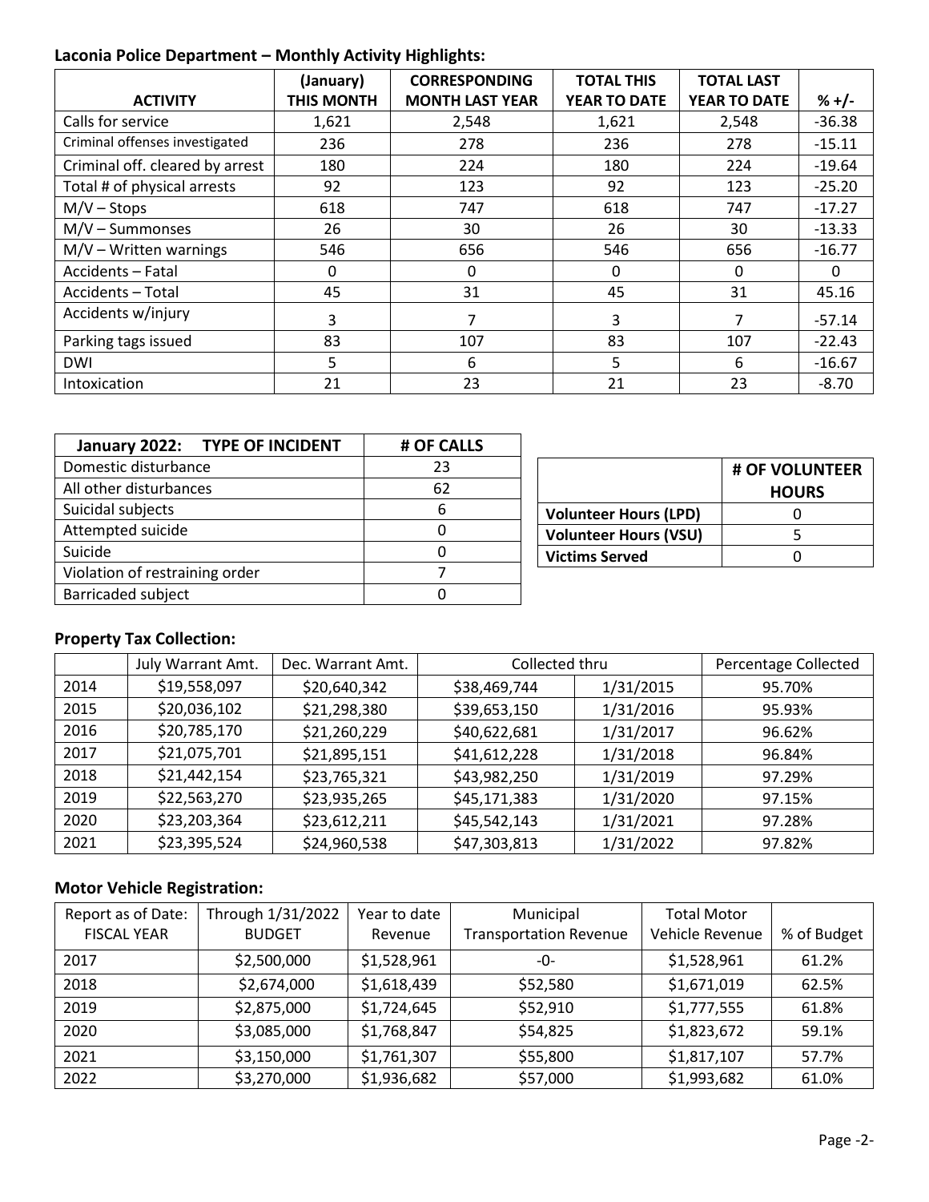### Laconia Police Department – Monthly Activity Highlights:

| ACTIVITY | (January) THIS MONTH | CORRESPONDING MONTH LAST YEAR | TOTAL THIS YEAR TO DATE | TOTAL LAST YEAR TO DATE | % +/- |
|---|---|---|---|---|---|
| Calls for service | 1,621 | 2,548 | 1,621 | 2,548 | -36.38 |
| Criminal offenses investigated | 236 | 278 | 236 | 278 | -15.11 |
| Criminal off. cleared by arrest | 180 | 224 | 180 | 224 | -19.64 |
| Total # of physical arrests | 92 | 123 | 92 | 123 | -25.20 |
| M/V – Stops | 618 | 747 | 618 | 747 | -17.27 |
| M/V – Summonses | 26 | 30 | 26 | 30 | -13.33 |
| M/V – Written warnings | 546 | 656 | 546 | 656 | -16.77 |
| Accidents – Fatal | 0 | 0 | 0 | 0 | 0 |
| Accidents – Total | 45 | 31 | 45 | 31 | 45.16 |
| Accidents w/injury | 3 | 7 | 3 | 7 | -57.14 |
| Parking tags issued | 83 | 107 | 83 | 107 | -22.43 |
| DWI | 5 | 6 | 5 | 6 | -16.67 |
| Intoxication | 21 | 23 | 21 | 23 | -8.70 |

| January 2022: TYPE OF INCIDENT | # OF CALLS |
|---|---|
| Domestic disturbance | 23 |
| All other disturbances | 62 |
| Suicidal subjects | 6 |
| Attempted suicide | 0 |
| Suicide | 0 |
| Violation of restraining order | 7 |
| Barricaded subject | 0 |

| | # OF VOLUNTEER HOURS |
|---|---|
| **Volunteer Hours (LPD)** | 0 |
| **Volunteer Hours (VSU)** | 5 |
| **Victims Served** | 0 |

### Property Tax Collection:

| | July Warrant Amt. | Dec. Warrant Amt. | Collected thru | | Percentage Collected |
|---|---|---|---|---|---|
| 2014 | $19,558,097 | $20,640,342 | $38,469,744 | 1/31/2015 | 95.70% |
| 2015 | $20,036,102 | $21,298,380 | $39,653,150 | 1/31/2016 | 95.93% |
| 2016 | $20,785,170 | $21,260,229 | $40,622,681 | 1/31/2017 | 96.62% |
| 2017 | $21,075,701 | $21,895,151 | $41,612,228 | 1/31/2018 | 96.84% |
| 2018 | $21,442,154 | $23,765,321 | $43,982,250 | 1/31/2019 | 97.29% |
| 2019 | $22,563,270 | $23,935,265 | $45,171,383 | 1/31/2020 | 97.15% |
| 2020 | $23,203,364 | $23,612,211 | $45,542,143 | 1/31/2021 | 97.28% |
| 2021 | $23,395,524 | $24,960,538 | $47,303,813 | 1/31/2022 | 97.82% |

### Motor Vehicle Registration:

| Report as of Date: FISCAL YEAR | Through 1/31/2022 BUDGET | Year to date Revenue | Municipal Transportation Revenue | Total Motor Vehicle Revenue | % of Budget |
|---|---|---|---|---|---|
| 2017 | $2,500,000 | $1,528,961 | -0- | $1,528,961 | 61.2% |
| 2018 | $2,674,000 | $1,618,439 | $52,580 | $1,671,019 | 62.5% |
| 2019 | $2,875,000 | $1,724,645 | $52,910 | $1,777,555 | 61.8% |
| 2020 | $3,085,000 | $1,768,847 | $54,825 | $1,823,672 | 59.1% |
| 2021 | $3,150,000 | $1,761,307 | $55,800 | $1,817,107 | 57.7% |
| 2022 | $3,270,000 | $1,936,682 | $57,000 | $1,993,682 | 61.0% |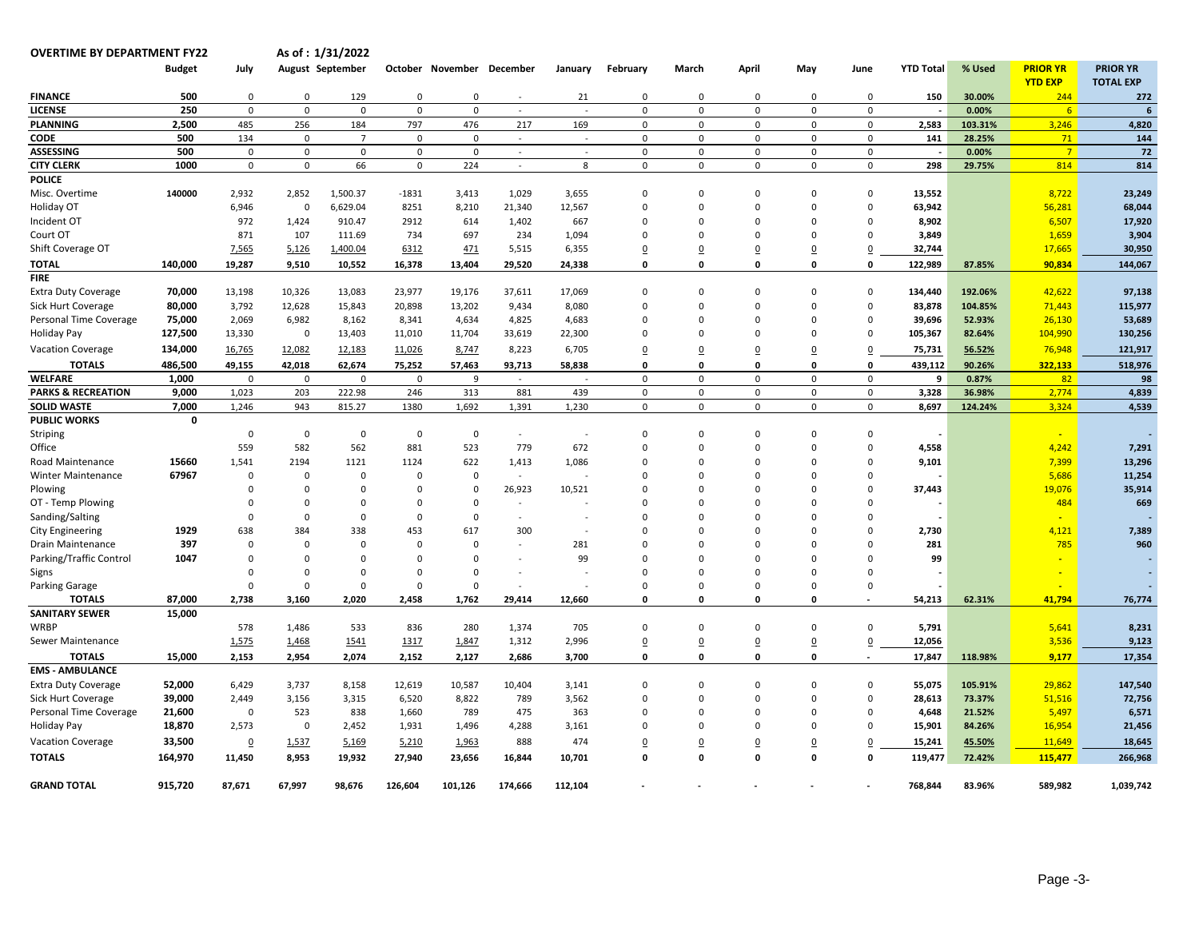**OVERTIME BY DEPARTMENT FY22** As of : 1/31/2022

| | Budget | July | August | September | October | November | December | January | February | March | April | May | June | YTD Total | % Used | PRIOR YR YTD EXP | PRIOR YR TOTAL EXP |
|---|---|---|---|---|---|---|---|---|---|---|---|---|---|---|---|---|---|
| **FINANCE** | **500** | 0 | 0 | 129 | 0 | 0 | - | 21 | 0 | 0 | 0 | 0 | 0 | **150** | **30.00%** | 244 | **272** |
| **LICENSE** | **250** | 0 | 0 | 0 | 0 | 0 | - | - | 0 | 0 | 0 | 0 | 0 | - | **0.00%** | 6 | **6** |
| **PLANNING** | **2,500** | 485 | 256 | 184 | 797 | 476 | 217 | 169 | 0 | 0 | 0 | 0 | 0 | **2,583** | **103.31%** | 3,246 | **4,820** |
| **CODE** | **500** | 134 | 0 | 7 | 0 | 0 | - | - | 0 | 0 | 0 | 0 | 0 | **141** | **28.25%** | 71 | **144** |
| **ASSESSING** | **500** | 0 | 0 | 0 | 0 | 0 | - | - | 0 | 0 | 0 | 0 | 0 | - | **0.00%** | 7 | **72** |
| **CITY CLERK** | **1000** | 0 | 0 | 66 | 0 | 224 | - | 8 | 0 | 0 | 0 | 0 | 0 | **298** | **29.75%** | 814 | **814** |
| **POLICE** | | | | | | | | | | | | | | | | | |
| Misc. Overtime | **140000** | 2,932 | 2,852 | 1,500.37 | -1831 | 3,413 | 1,029 | 3,655 | 0 | 0 | 0 | 0 | 0 | **13,552** | | 8,722 | **23,249** |
| Holiday OT | | 6,946 | 0 | 6,629.04 | 8251 | 8,210 | 21,340 | 12,567 | 0 | 0 | 0 | 0 | 0 | **63,942** | | 56,281 | **68,044** |
| Incident OT | | 972 | 1,424 | 910.47 | 2912 | 614 | 1,402 | 667 | 0 | 0 | 0 | 0 | 0 | **8,902** | | 6,507 | **17,920** |
| Court OT | | 871 | 107 | 111.69 | 734 | 697 | 234 | 1,094 | 0 | 0 | 0 | 0 | 0 | **3,849** | | 1,659 | **3,904** |
| Shift Coverage OT | | 7,565 | 5,126 | 1,400.04 | 6312 | 471 | 5,515 | 6,355 | 0 | 0 | 0 | 0 | 0 | **32,744** | | 17,665 | **30,950** |
| **TOTAL** | **140,000** | **19,287** | **9,510** | **10,552** | **16,378** | **13,404** | **29,520** | **24,338** | **0** | **0** | **0** | **0** | **0** | **122,989** | **87.85%** | **90,834** | **144,067** |
| **FIRE** | | | | | | | | | | | | | | | | | |
| Extra Duty Coverage | **70,000** | 13,198 | 10,326 | 13,083 | 23,977 | 19,176 | 37,611 | 17,069 | 0 | 0 | 0 | 0 | 0 | **134,440** | **192.06%** | 42,622 | **97,138** |
| Sick Hurt Coverage | **80,000** | 3,792 | 12,628 | 15,843 | 20,898 | 13,202 | 9,434 | 8,080 | 0 | 0 | 0 | 0 | 0 | **83,878** | **104.85%** | 71,443 | **115,977** |
| Personal Time Coverage | **75,000** | 2,069 | 6,982 | 8,162 | 8,341 | 4,634 | 4,825 | 4,683 | 0 | 0 | 0 | 0 | 0 | **39,696** | **52.93%** | 26,130 | **53,689** |
| Holiday Pay | **127,500** | 13,330 | 0 | 13,403 | 11,010 | 11,704 | 33,619 | 22,300 | 0 | 0 | 0 | 0 | 0 | **105,367** | **82.64%** | 104,990 | **130,256** |
| Vacation Coverage | **134,000** | 16,765 | 12,082 | 12,183 | 11,026 | 8,747 | 8,223 | 6,705 | 0 | 0 | 0 | 0 | 0 | **75,731** | **56.52%** | 76,948 | **121,917** |
| **TOTALS** | **486,500** | **49,155** | **42,018** | **62,674** | **75,252** | **57,463** | **93,713** | **58,838** | **0** | **0** | **0** | **0** | **0** | **439,112** | **90.26%** | **322,133** | **518,976** |
| **WELFARE** | **1,000** | 0 | 0 | 0 | 0 | 9 | - | - | 0 | 0 | 0 | 0 | 0 | **9** | **0.87%** | 82 | **98** |
| **PARKS & RECREATION** | **9,000** | 1,023 | 203 | 222.98 | 246 | 313 | 881 | 439 | 0 | 0 | 0 | 0 | 0 | **3,328** | **36.98%** | 2,774 | **4,839** |
| **SOLID WASTE** | **7,000** | 1,246 | 943 | 815.27 | 1380 | 1,692 | 1,391 | 1,230 | 0 | 0 | 0 | 0 | 0 | **8,697** | **124.24%** | 3,324 | **4,539** |
| **PUBLIC WORKS** | **0** | | | | | | | | | | | | | | | | |
| Striping | | 0 | 0 | 0 | 0 | 0 | - | - | 0 | 0 | 0 | 0 | 0 | - | | - | - |
| Office | | 559 | 582 | 562 | 881 | 523 | 779 | 672 | 0 | 0 | 0 | 0 | 0 | **4,558** | | 4,242 | **7,291** |
| Road Maintenance | **15660** | 1,541 | 2194 | 1121 | 1124 | 622 | 1,413 | 1,086 | 0 | 0 | 0 | 0 | 0 | **9,101** | | 7,399 | **13,296** |
| Winter Maintenance | **67967** | 0 | 0 | 0 | 0 | 0 | - | - | 0 | 0 | 0 | 0 | 0 | - | | 5,686 | **11,254** |
| Plowing | | 0 | 0 | 0 | 0 | 0 | 26,923 | 10,521 | 0 | 0 | 0 | 0 | 0 | **37,443** | | 19,076 | **35,914** |
| OT - Temp Plowing | | 0 | 0 | 0 | 0 | 0 | - | - | 0 | 0 | 0 | 0 | 0 | - | | 484 | **669** |
| Sanding/Salting | | 0 | 0 | 0 | 0 | 0 | - | - | 0 | 0 | 0 | 0 | 0 | - | | - | - |
| City Engineering | **1929** | 638 | 384 | 338 | 453 | 617 | 300 | - | 0 | 0 | 0 | 0 | 0 | **2,730** | | 4,121 | **7,389** |
| Drain Maintenance | **397** | 0 | 0 | 0 | 0 | 0 | - | 281 | 0 | 0 | 0 | 0 | 0 | **281** | | 785 | **960** |
| Parking/Traffic Control | **1047** | 0 | 0 | 0 | 0 | 0 | - | 99 | 0 | 0 | 0 | 0 | 0 | **99** | | - | - |
| Signs | | 0 | 0 | 0 | 0 | 0 | - | - | 0 | 0 | 0 | 0 | 0 | - | | - | - |
| Parking Garage | | 0 | 0 | 0 | 0 | 0 | - | - | 0 | 0 | 0 | 0 | 0 | - | | - | - |
| **TOTALS** | **87,000** | **2,738** | **3,160** | **2,020** | **2,458** | **1,762** | **29,414** | **12,660** | **0** | **0** | **0** | **0** | - | **54,213** | **62.31%** | **41,794** | **76,774** |
| **SANITARY SEWER** | **15,000** | | | | | | | | | | | | | | | | |
| WRBP | | 578 | 1,486 | 533 | 836 | 280 | 1,374 | 705 | 0 | 0 | 0 | 0 | 0 | **5,791** | | 5,641 | **8,231** |
| Sewer Maintenance | | 1,575 | 1,468 | 1541 | 1317 | 1,847 | 1,312 | 2,996 | 0 | 0 | 0 | 0 | 0 | **12,056** | | 3,536 | **9,123** |
| **TOTALS** | **15,000** | **2,153** | **2,954** | **2,074** | **2,152** | **2,127** | **2,686** | **3,700** | **0** | **0** | **0** | **0** | - | **17,847** | **118.98%** | **9,177** | **17,354** |
| **EMS - AMBULANCE** | | | | | | | | | | | | | | | | | |
| Extra Duty Coverage | **52,000** | 6,429 | 3,737 | 8,158 | 12,619 | 10,587 | 10,404 | 3,141 | 0 | 0 | 0 | 0 | 0 | **55,075** | **105.91%** | 29,862 | **147,540** |
| Sick Hurt Coverage | **39,000** | 2,449 | 3,156 | 3,315 | 6,520 | 8,822 | 789 | 3,562 | 0 | 0 | 0 | 0 | 0 | **28,613** | **73.37%** | 51,516 | **72,756** |
| Personal Time Coverage | **21,600** | 0 | 523 | 838 | 1,660 | 789 | 475 | 363 | 0 | 0 | 0 | 0 | 0 | **4,648** | **21.52%** | 5,497 | **6,571** |
| Holiday Pay | **18,870** | 2,573 | 0 | 2,452 | 1,931 | 1,496 | 4,288 | 3,161 | 0 | 0 | 0 | 0 | 0 | **15,901** | **84.26%** | 16,954 | **21,456** |
| Vacation Coverage | **33,500** | 0 | 1,537 | 5,169 | 5,210 | 1,963 | 888 | 474 | 0 | 0 | 0 | 0 | 0 | **15,241** | **45.50%** | 11,649 | **18,645** |
| **TOTALS** | **164,970** | **11,450** | **8,953** | **19,932** | **27,940** | **23,656** | **16,844** | **10,701** | **0** | **0** | **0** | **0** | **0** | **119,477** | **72.42%** | **115,477** | **266,968** |
| **GRAND TOTAL** | **915,720** | **87,671** | **67,997** | **98,676** | **126,604** | **101,126** | **174,666** | **112,104** | - | - | - | - | - | **768,844** | **83.96%** | **589,982** | **1,039,742** |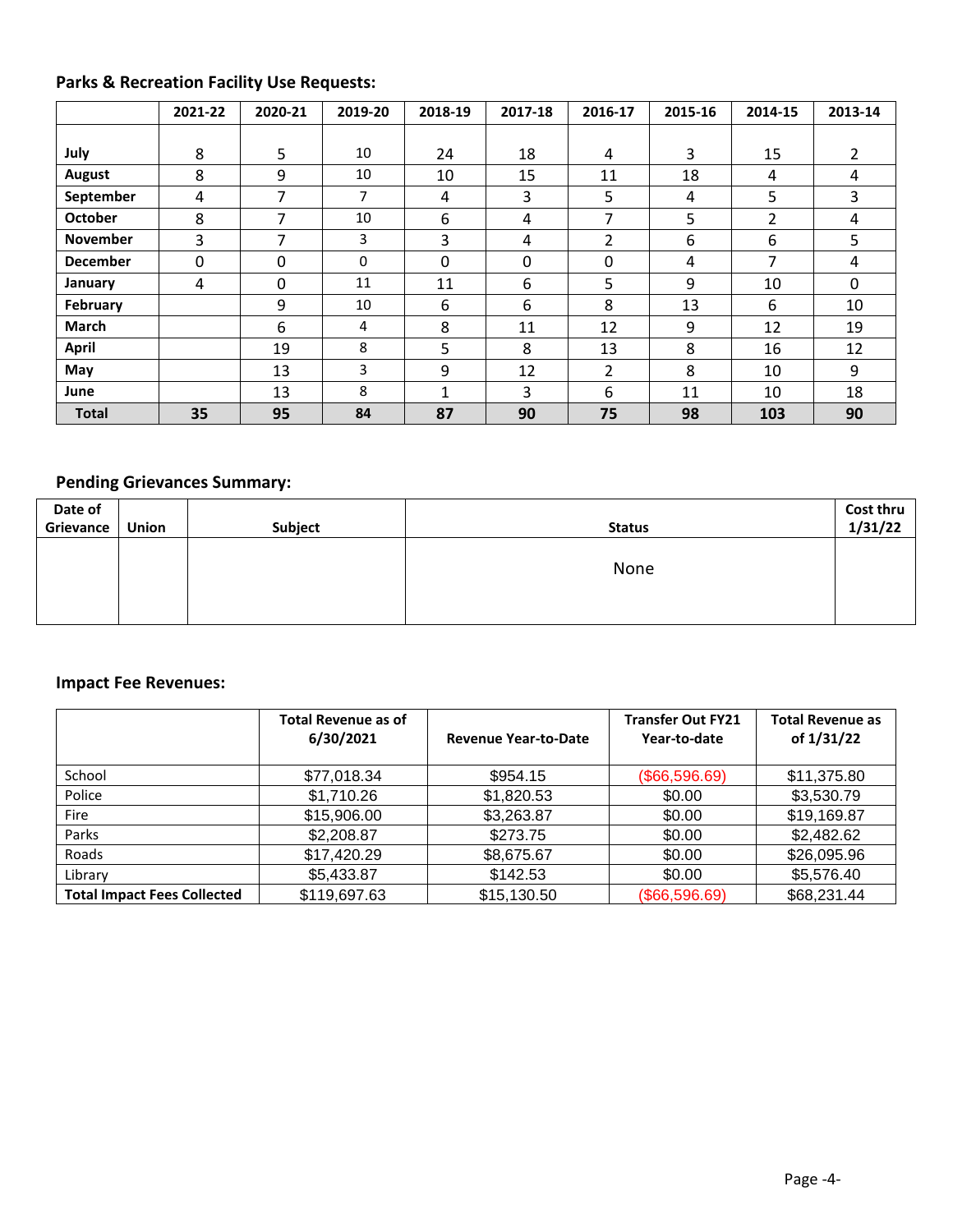## Parks & Recreation Facility Use Requests:

| | 2021-22 | 2020-21 | 2019-20 | 2018-19 | 2017-18 | 2016-17 | 2015-16 | 2014-15 | 2013-14 |
|---|---|---|---|---|---|---|---|---|---|
| **July** | 8 | 5 | 10 | 24 | 18 | 4 | 3 | 15 | 2 |
| **August** | 8 | 9 | 10 | 10 | 15 | 11 | 18 | 4 | 4 |
| **September** | 4 | 7 | 7 | 4 | 3 | 5 | 4 | 5 | 3 |
| **October** | 8 | 7 | 10 | 6 | 4 | 7 | 5 | 2 | 4 |
| **November** | 3 | 7 | 3 | 3 | 4 | 2 | 6 | 6 | 5 |
| **December** | 0 | 0 | 0 | 0 | 0 | 0 | 4 | 7 | 4 |
| **January** | 4 | 0 | 11 | 11 | 6 | 5 | 9 | 10 | 0 |
| **February** | | 9 | 10 | 6 | 6 | 8 | 13 | 6 | 10 |
| **March** | | 6 | 4 | 8 | 11 | 12 | 9 | 12 | 19 |
| **April** | | 19 | 8 | 5 | 8 | 13 | 8 | 16 | 12 |
| **May** | | 13 | 3 | 9 | 12 | 2 | 8 | 10 | 9 |
| **June** | | 13 | 8 | 1 | 3 | 6 | 11 | 10 | 18 |
| **Total** | **35** | **95** | **84** | **87** | **90** | **75** | **98** | **103** | **90** |

## Pending Grievances Summary:

| Date of Grievance | Union | Subject | Status | Cost thru 1/31/22 |
|---|---|---|---|---|
| | | | None | |

## Impact Fee Revenues:

| | Total Revenue as of 6/30/2021 | Revenue Year-to-Date | Transfer Out FY21 Year-to-date | Total Revenue as of 1/31/22 |
|---|---|---|---|---|
| School | $77,018.34 | $954.15 | ($66,596.69) | $11,375.80 |
| Police | $1,710.26 | $1,820.53 | $0.00 | $3,530.79 |
| Fire | $15,906.00 | $3,263.87 | $0.00 | $19,169.87 |
| Parks | $2,208.87 | $273.75 | $0.00 | $2,482.62 |
| Roads | $17,420.29 | $8,675.67 | $0.00 | $26,095.96 |
| Library | $5,433.87 | $142.53 | $0.00 | $5,576.40 |
| **Total Impact Fees Collected** | $119,697.63 | $15,130.50 | ($66,596.69) | $68,231.44 |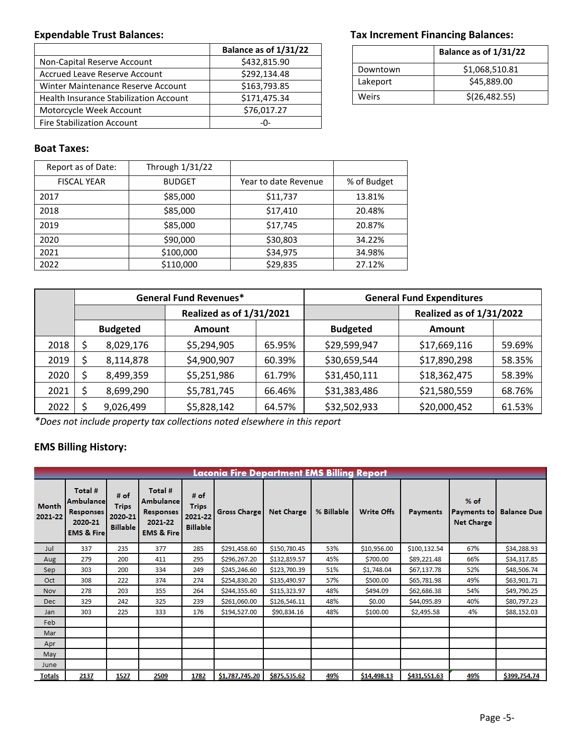### Expendable Trust Balances:

| | Balance as of 1/31/22 |
|---|---|
| Non-Capital Reserve Account | $432,815.90 |
| Accrued Leave Reserve Account | $292,134.48 |
| Winter Maintenance Reserve Account | $163,793.85 |
| Health Insurance Stabilization Account | $171,475.34 |
| Motorcycle Week Account | $76,017.27 |
| Fire Stabilization Account | -0- |

### Tax Increment Financing Balances:

| | Balance as of 1/31/22 |
|---|---|
| Downtown | $1,068,510.81 |
| Lakeport | $45,889.00 |
| Weirs | $(26,482.55) |

### Boat Taxes:

| Report as of Date: | Through 1/31/22 | | |
|---|---|---|---|
| FISCAL YEAR | BUDGET | Year to date Revenue | % of Budget |
| 2017 | $85,000 | $11,737 | 13.81% |
| 2018 | $85,000 | $17,410 | 20.48% |
| 2019 | $85,000 | $17,745 | 20.87% |
| 2020 | $90,000 | $30,803 | 34.22% |
| 2021 | $100,000 | $34,975 | 34.98% |
| 2022 | $110,000 | $29,835 | 27.12% |

| | General Fund Revenues* | | | General Fund Expenditures | | |
|---|---|---|---|---|---|---|
| | | Realized as of 1/31/2021 | | | Realized as of 1/31/2022 | |
| | Budgeted | Amount | | Budgeted | Amount | |
| 2018 | $ 8,029,176 | $5,294,905 | 65.95% | $29,599,947 | $17,669,116 | 59.69% |
| 2019 | $ 8,114,878 | $4,900,907 | 60.39% | $30,659,544 | $17,890,298 | 58.35% |
| 2020 | $ 8,499,359 | $5,251,986 | 61.79% | $31,450,111 | $18,362,475 | 58.39% |
| 2021 | $ 8,699,290 | $5,781,745 | 66.46% | $31,383,486 | $21,580,559 | 68.76% |
| 2022 | $ 9,026,499 | $5,828,142 | 64.57% | $32,502,933 | $20,000,452 | 61.53% |

*Does not include property tax collections noted elsewhere in this report*

### EMS Billing History:

**Laconia Fire Department EMS Billing Report**

| Month 2021-22 | Total # Ambulance Responses 2020-21 EMS & Fire | # of Trips 2020-21 Billable | Total # Ambulance Responses 2021-22 EMS & Fire | # of Trips 2021-22 Billable | Gross Charge | Net Charge | % Billable | Write Offs | Payments | % of Payments to Net Charge | Balance Due |
|---|---|---|---|---|---|---|---|---|---|---|---|
| Jul | 337 | 235 | 377 | 285 | $291,458.60 | $150,780.45 | 53% | $10,956.00 | $100,132.54 | 67% | $34,288.93 |
| Aug | 279 | 200 | 411 | 295 | $296,267.20 | $132,859.57 | 45% | $700.00 | $89,221.48 | 66% | $34,317.85 |
| Sep | 303 | 200 | 334 | 249 | $245,246.60 | $123,700.39 | 51% | $1,748.04 | $67,137.78 | 52% | $48,506.74 |
| Oct | 308 | 222 | 374 | 274 | $254,830.20 | $135,490.97 | 57% | $500.00 | $65,781.98 | 49% | $63,901.71 |
| Nov | 278 | 203 | 355 | 264 | $244,355.60 | $115,323.97 | 48% | $494.09 | $62,686.38 | 54% | $49,790.25 |
| Dec | 329 | 242 | 325 | 239 | $261,060.00 | $126,546.11 | 48% | $0.00 | $44,095.89 | 40% | $80,797.23 |
| Jan | 303 | 225 | 333 | 176 | $194,527.00 | $90,834.16 | 48% | $100.00 | $2,495.58 | 4% | $88,152.03 |
| Feb | | | | | | | | | | | |
| Mar | | | | | | | | | | | |
| Apr | | | | | | | | | | | |
| May | | | | | | | | | | | |
| June | | | | | | | | | | | |
| Totals | 2137 | 1527 | 2509 | 1782 | $1,787,745.20 | $875,535.62 | 49% | $14,498.13 | $431,551.63 | 49% | $399,754.74 |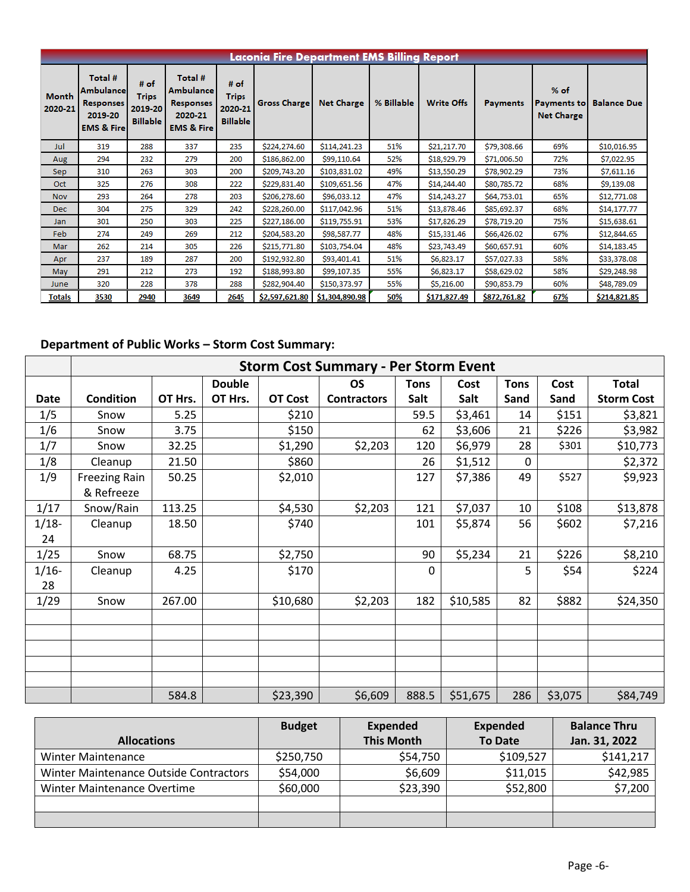## Laconia Fire Department EMS Billing Report

| Month 2020-21 | Total # Ambulance Responses 2019-20 EMS & Fire | # of Trips 2019-20 Billable | Total # Ambulance Responses 2020-21 EMS & Fire | # of Trips 2020-21 Billable | Gross Charge | Net Charge | % Billable | Write Offs | Payments | % of Payments to Net Charge | Balance Due |
|---|---|---|---|---|---|---|---|---|---|---|---|
| Jul | 319 | 288 | 337 | 235 | $224,274.60 | $114,241.23 | 51% | $21,217.70 | $79,308.66 | 69% | $10,016.95 |
| Aug | 294 | 232 | 279 | 200 | $186,862.00 | $99,110.64 | 52% | $18,929.79 | $71,006.50 | 72% | $7,022.95 |
| Sep | 310 | 263 | 303 | 200 | $209,743.20 | $103,831.02 | 49% | $13,550.29 | $78,902.29 | 73% | $7,611.16 |
| Oct | 325 | 276 | 308 | 222 | $229,831.40 | $109,651.56 | 47% | $14,244.40 | $80,785.72 | 68% | $9,139.08 |
| Nov | 293 | 264 | 278 | 203 | $206,278.60 | $96,033.12 | 47% | $14,243.27 | $64,753.01 | 65% | $12,771.08 |
| Dec | 304 | 275 | 329 | 242 | $228,260.00 | $117,042.96 | 51% | $13,878.46 | $85,692.37 | 68% | $14,177.77 |
| Jan | 301 | 250 | 303 | 225 | $227,186.00 | $119,755.91 | 53% | $17,826.29 | $78,719.20 | 75% | $15,638.61 |
| Feb | 274 | 249 | 269 | 212 | $204,583.20 | $98,587.77 | 48% | $15,331.46 | $66,426.02 | 67% | $12,844.65 |
| Mar | 262 | 214 | 305 | 226 | $215,771.80 | $103,754.04 | 48% | $23,743.49 | $60,657.91 | 60% | $14,183.45 |
| Apr | 237 | 189 | 287 | 200 | $192,932.80 | $93,401.41 | 51% | $6,823.17 | $57,027.33 | 58% | $33,378.08 |
| May | 291 | 212 | 273 | 192 | $188,993.80 | $99,107.35 | 55% | $6,823.17 | $58,629.02 | 58% | $29,248.98 |
| June | 320 | 228 | 378 | 288 | $282,904.40 | $150,373.97 | 55% | $5,216.00 | $90,853.79 | 60% | $48,789.09 |
| **Totals** | **3530** | **2940** | **3649** | **2645** | **$2,597,621.80** | **$1,304,890.98** | **50%** | **$171,827.49** | **$872,761.82** | **67%** | **$214,821.85** |

**Department of Public Works – Storm Cost Summary:**

| | Storm Cost Summary - Per Storm Event | | | | | | | | | |
|---|---|---|---|---|---|---|---|---|---|---|
| Date | Condition | OT Hrs. | Double OT Hrs. | OT Cost | OS Contractors | Tons Salt | Cost Salt | Tons Sand | Cost Sand | Total Storm Cost |
| 1/5 | Snow | 5.25 | | $210 | | 59.5 | $3,461 | 14 | $151 | $3,821 |
| 1/6 | Snow | 3.75 | | $150 | | 62 | $3,606 | 21 | $226 | $3,982 |
| 1/7 | Snow | 32.25 | | $1,290 | $2,203 | 120 | $6,979 | 28 | $301 | $10,773 |
| 1/8 | Cleanup | 21.50 | | $860 | | 26 | $1,512 | 0 | | $2,372 |
| 1/9 | Freezing Rain & Refreeze | 50.25 | | $2,010 | | 127 | $7,386 | 49 | $527 | $9,923 |
| 1/17 | Snow/Rain | 113.25 | | $4,530 | $2,203 | 121 | $7,037 | 10 | $108 | $13,878 |
| 1/18-24 | Cleanup | 18.50 | | $740 | | 101 | $5,874 | 56 | $602 | $7,216 |
| 1/25 | Snow | 68.75 | | $2,750 | | 90 | $5,234 | 21 | $226 | $8,210 |
| 1/16-28 | Cleanup | 4.25 | | $170 | | 0 | | 5 | $54 | $224 |
| 1/29 | Snow | 267.00 | | $10,680 | $2,203 | 182 | $10,585 | 82 | $882 | $24,350 |
| | | | | | | | | | | |
| | | | | | | | | | | |
| | | | | | | | | | | |
| | | | | | | | | | | |
| | | | | | | | | | | |
| | | 584.8 | | $23,390 | $6,609 | 888.5 | $51,675 | 286 | $3,075 | $84,749 |

| Allocations | Budget | Expended This Month | Expended To Date | Balance Thru Jan. 31, 2022 |
|---|---|---|---|---|
| Winter Maintenance | $250,750 | $54,750 | $109,527 | $141,217 |
| Winter Maintenance Outside Contractors | $54,000 | $6,609 | $11,015 | $42,985 |
| Winter Maintenance Overtime | $60,000 | $23,390 | $52,800 | $7,200 |
| | | | | |
| | | | | |